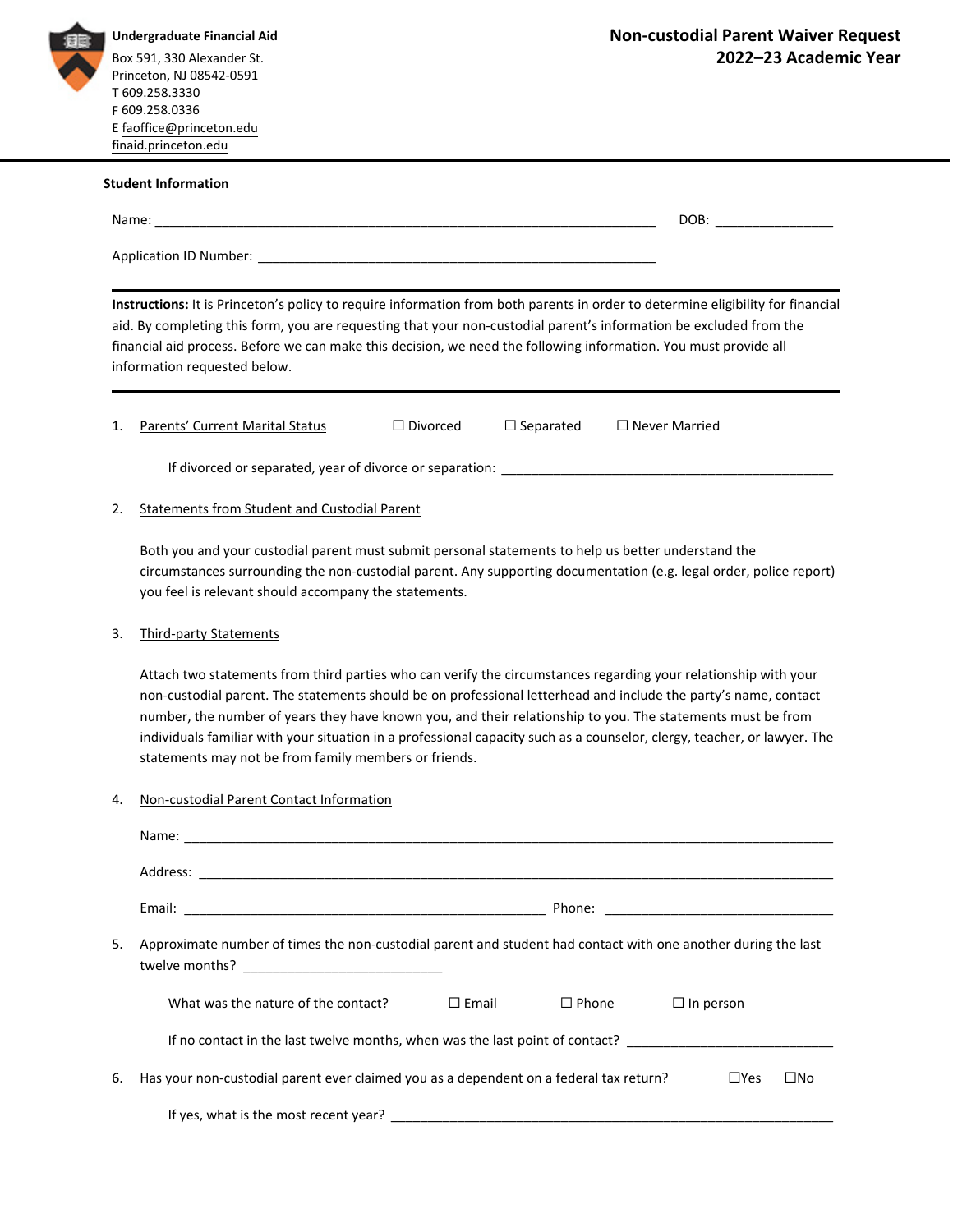**Undergraduate Financial Aid**
Box 591, 330 Alexander St.
Princeton, NJ 08542-0591
T 609.258.3330
F 609.258.0336
E faoffice@princeton.edu
finaid.princeton.edu

# Non-custodial Parent Waiver Request
## 2022–23 Academic Year

---

**Student Information**

Name: ______________________________________________ DOB: ______________

Application ID Number: __________________________________________

**Instructions:** It is Princeton's policy to require information from both parents in order to determine eligibility for financial aid. By completing this form, you are requesting that your non-custodial parent's information be excluded from the financial aid process. Before we can make this decision, we need the following information. You must provide all information requested below.

---

1. Parents' Current Marital Status ☐ Divorced ☐ Separated ☐ Never Married

   If divorced or separated, year of divorce or separation: ________________________________

2. Statements from Student and Custodial Parent

   Both you and your custodial parent must submit personal statements to help us better understand the circumstances surrounding the non-custodial parent. Any supporting documentation (e.g. legal order, police report) you feel is relevant should accompany the statements.

3. Third-party Statements

   Attach two statements from third parties who can verify the circumstances regarding your relationship with your non-custodial parent. The statements should be on professional letterhead and include the party's name, contact number, the number of years they have known you, and their relationship to you. The statements must be from individuals familiar with your situation in a professional capacity such as a counselor, clergy, teacher, or lawyer. The statements may not be from family members or friends.

4. Non-custodial Parent Contact Information

   Name: ________________________________________________________________

   Address: ______________________________________________________________

   Email: ___________________________________ Phone: _______________________

5. Approximate number of times the non-custodial parent and student had contact with one another during the last twelve months? ____________________

   What was the nature of the contact? ☐ Email ☐ Phone ☐ In person

   If no contact in the last twelve months, when was the last point of contact? ______________________

6. Has your non-custodial parent ever claimed you as a dependent on a federal tax return? ☐Yes ☐No

   If yes, what is the most recent year? ______________________________________________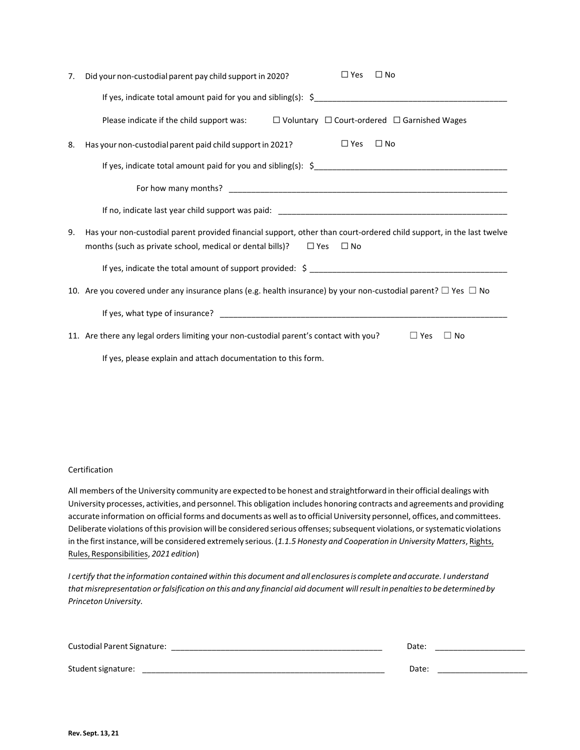7. Did your non-custodial parent pay child support in 2020? ☐ Yes ☐ No

   If yes, indicate total amount paid for you and sibling(s): $____________________________________________

   Please indicate if the child support was: ☐ Voluntary ☐ Court-ordered ☐ Garnished Wages

8. Has your non-custodial parent paid child support in 2021? ☐ Yes ☐ No

   If yes, indicate total amount paid for you and sibling(s): $____________________________________________

   For how many months? ____________________________________________________________________

   If no, indicate last year child support was paid: ______________________________________________________

9. Has your non-custodial parent provided financial support, other than court-ordered child support, in the last twelve months (such as private school, medical or dental bills)? ☐ Yes ☐ No

   If yes, indicate the total amount of support provided: $ ____________________________________________

10. Are you covered under any insurance plans (e.g. health insurance) by your non-custodial parent? ☐ Yes ☐ No

    If yes, what type of insurance? ____________________________________________________________________

11. Are there any legal orders limiting your non-custodial parent's contact with you? ☐ Yes ☐ No

    If yes, please explain and attach documentation to this form.

Certification

All members of the University community are expected to be honest and straightforward in their official dealings with University processes, activities, and personnel. This obligation includes honoring contracts and agreements and providing accurate information on official forms and documents as well as to official University personnel, offices, and committees. Deliberate violations of this provision will be considered serious offenses; subsequent violations, or systematic violations in the first instance, will be considered extremely serious. (*1.1.5 Honesty and Cooperation in University Matters*, Rights, Rules, Responsibilities, *2021 edition*)

*I certify that the information contained within this document and all enclosures is complete and accurate. I understand that misrepresentation or falsification on this and any financial aid document will result in penalties to be determined by Princeton University.*

Custodial Parent Signature: ______________________________________________ Date: ____________________

Student signature: ______________________________________________________ Date: ____________________

Rev. Sept. 13, 21